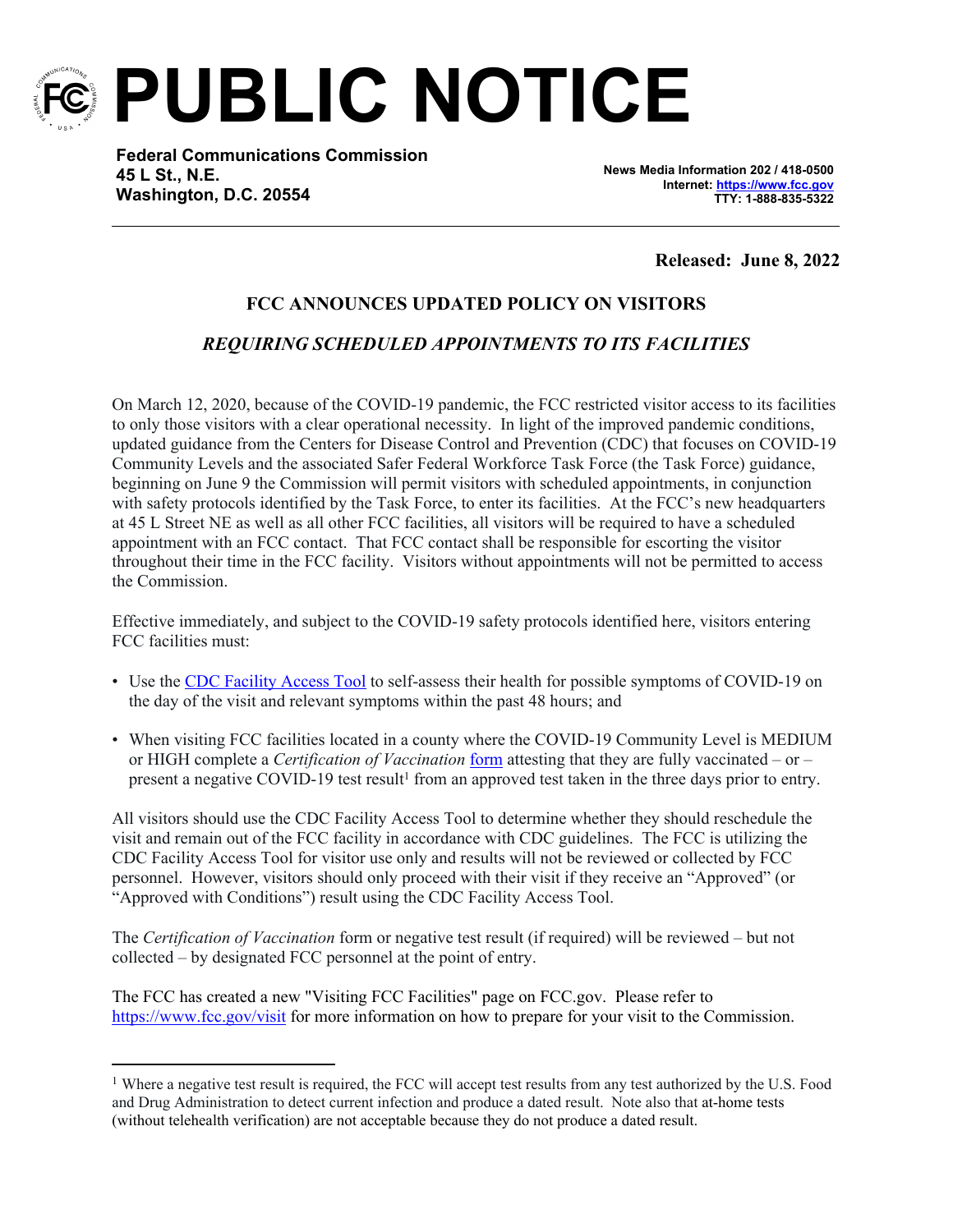# PUBLIC NOTICE

**Federal Communications Commission**
**45 L St., N.E.**
**Washington, D.C. 20554**

**News Media Information 202 / 418-0500**
**Internet: https://www.fcc.gov**
**TTY: 1-888-835-5322**

**Released: June 8, 2022**

## FCC ANNOUNCES UPDATED POLICY ON VISITORS

### *REQUIRING SCHEDULED APPOINTMENTS TO ITS FACILITIES*

On March 12, 2020, because of the COVID-19 pandemic, the FCC restricted visitor access to its facilities to only those visitors with a clear operational necessity. In light of the improved pandemic conditions, updated guidance from the Centers for Disease Control and Prevention (CDC) that focuses on COVID-19 Community Levels and the associated Safer Federal Workforce Task Force (the Task Force) guidance, beginning on June 9 the Commission will permit visitors with scheduled appointments, in conjunction with safety protocols identified by the Task Force, to enter its facilities. At the FCC's new headquarters at 45 L Street NE as well as all other FCC facilities, all visitors will be required to have a scheduled appointment with an FCC contact. That FCC contact shall be responsible for escorting the visitor throughout their time in the FCC facility. Visitors without appointments will not be permitted to access the Commission.

Effective immediately, and subject to the COVID-19 safety protocols identified here, visitors entering FCC facilities must:

- Use the CDC Facility Access Tool to self-assess their health for possible symptoms of COVID-19 on the day of the visit and relevant symptoms within the past 48 hours; and
- When visiting FCC facilities located in a county where the COVID-19 Community Level is MEDIUM or HIGH complete a *Certification of Vaccination* form attesting that they are fully vaccinated – or – present a negative COVID-19 test result[1] from an approved test taken in the three days prior to entry.

All visitors should use the CDC Facility Access Tool to determine whether they should reschedule the visit and remain out of the FCC facility in accordance with CDC guidelines. The FCC is utilizing the CDC Facility Access Tool for visitor use only and results will not be reviewed or collected by FCC personnel. However, visitors should only proceed with their visit if they receive an "Approved" (or "Approved with Conditions") result using the CDC Facility Access Tool.

The *Certification of Vaccination* form or negative test result (if required) will be reviewed – but not collected – by designated FCC personnel at the point of entry.

The FCC has created a new "Visiting FCC Facilities" page on FCC.gov. Please refer to https://www.fcc.gov/visit for more information on how to prepare for your visit to the Commission.

---

[1] Where a negative test result is required, the FCC will accept test results from any test authorized by the U.S. Food and Drug Administration to detect current infection and produce a dated result. Note also that at-home tests (without telehealth verification) are not acceptable because they do not produce a dated result.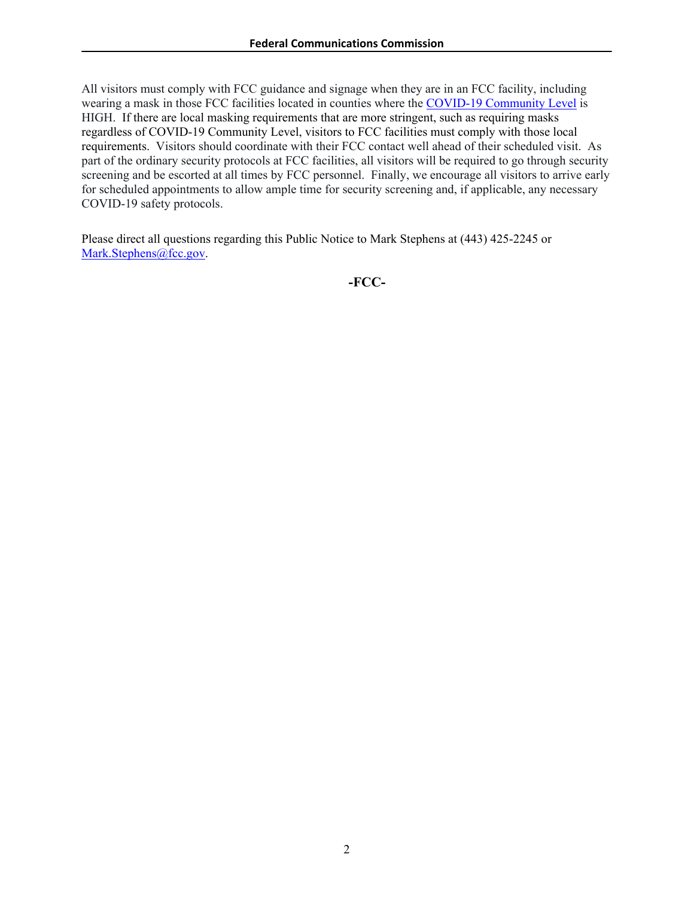All visitors must comply with FCC guidance and signage when they are in an FCC facility, including wearing a mask in those FCC facilities located in counties where the COVID-19 Community Level is HIGH. If there are local masking requirements that are more stringent, such as requiring masks regardless of COVID-19 Community Level, visitors to FCC facilities must comply with those local requirements. Visitors should coordinate with their FCC contact well ahead of their scheduled visit. As part of the ordinary security protocols at FCC facilities, all visitors will be required to go through security screening and be escorted at all times by FCC personnel. Finally, we encourage all visitors to arrive early for scheduled appointments to allow ample time for security screening and, if applicable, any necessary COVID-19 safety protocols.

Please direct all questions regarding this Public Notice to Mark Stephens at (443) 425-2245 or Mark.Stephens@fcc.gov.

**-FCC-**